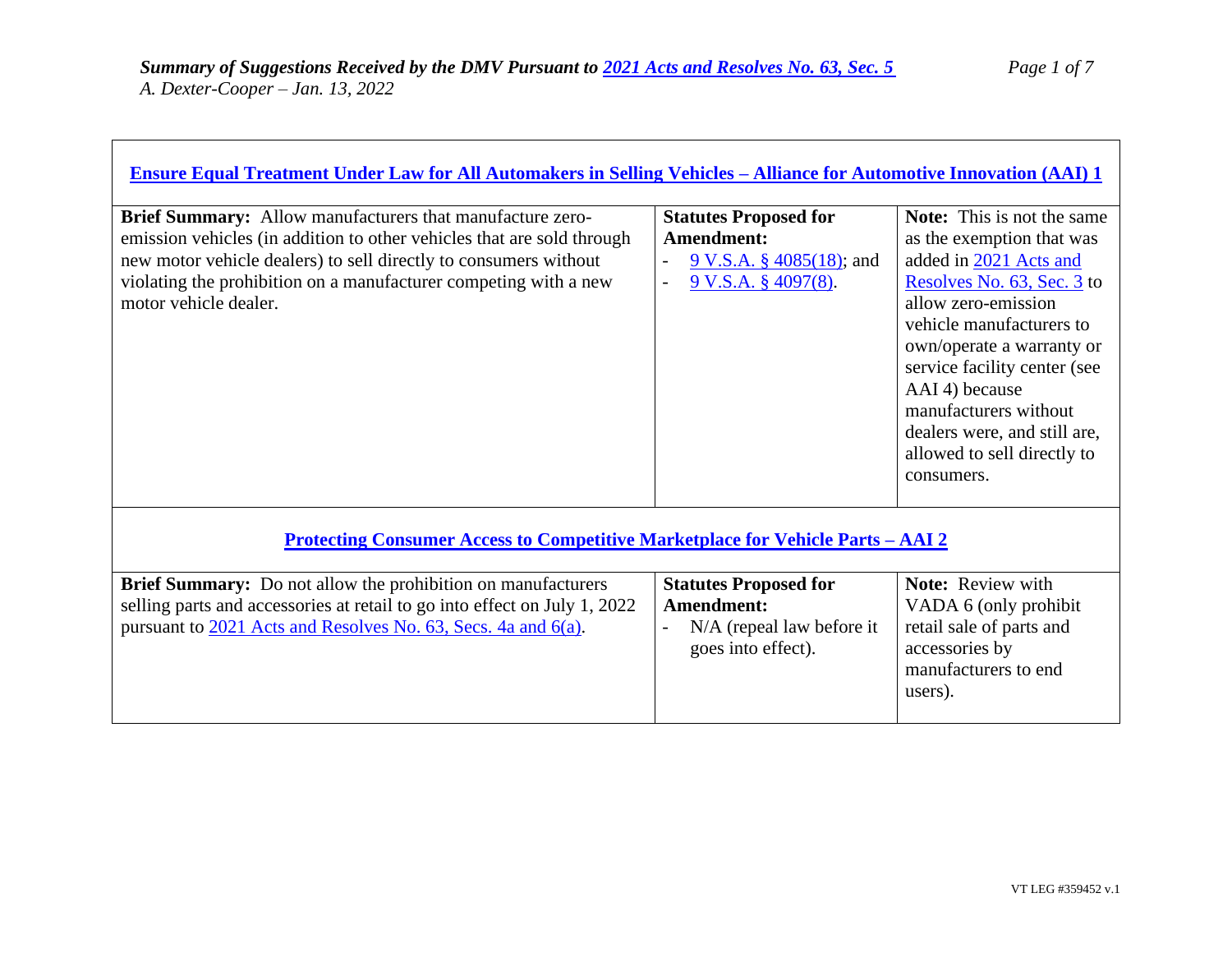# Summary of Suggestions Received by the DMV Pursuant to 2021 Acts and Resolves No. 63, Sec. 5

*A. Dexter-Cooper – Jan. 13, 2022*

## Ensure Equal Treatment Under Law for All Automakers in Selling Vehicles – Alliance for Automotive Innovation (AAI) 1

| Brief Summary | Statutes Proposed for Amendment | Note |
| --- | --- | --- |
| **Brief Summary:** Allow manufacturers that manufacture zero-emission vehicles (in addition to other vehicles that are sold through new motor vehicle dealers) to sell directly to consumers without violating the prohibition on a manufacturer competing with a new motor vehicle dealer. | **Statutes Proposed for Amendment:**<br>- 9 V.S.A. § 4085(18); and<br>- 9 V.S.A. § 4097(8). | **Note:** This is not the same as the exemption that was added in 2021 Acts and Resolves No. 63, Sec. 3 to allow zero-emission vehicle manufacturers to own/operate a warranty or service facility center (see AAI 4) because manufacturers without dealers were, and still are, allowed to sell directly to consumers. |

## Protecting Consumer Access to Competitive Marketplace for Vehicle Parts – AAI 2

| Brief Summary | Statutes Proposed for Amendment | Note |
| --- | --- | --- |
| **Brief Summary:** Do not allow the prohibition on manufacturers selling parts and accessories at retail to go into effect on July 1, 2022 pursuant to 2021 Acts and Resolves No. 63, Secs. 4a and 6(a). | **Statutes Proposed for Amendment:**<br>- N/A (repeal law before it goes into effect). | **Note:** Review with VADA 6 (only prohibit retail sale of parts and accessories by manufacturers to end users). |

VT LEG #359452 v.1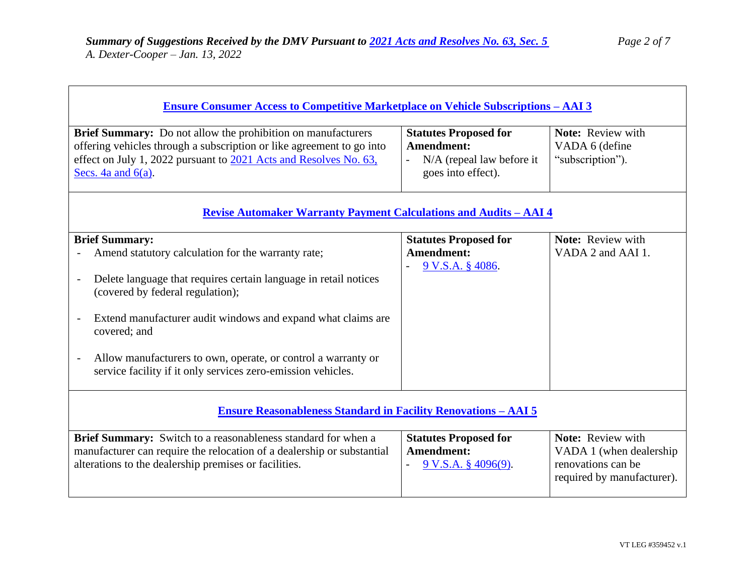## Ensure Consumer Access to Competitive Marketplace on Vehicle Subscriptions – AAI 3

| Brief Summary | Statutes Proposed for Amendment | Note |
| --- | --- | --- |
| **Brief Summary:** Do not allow the prohibition on manufacturers offering vehicles through a subscription or like agreement to go into effect on July 1, 2022 pursuant to 2021 Acts and Resolves No. 63, Secs. 4a and 6(a). | **Statutes Proposed for Amendment:** - N/A (repeal law before it goes into effect). | **Note:** Review with VADA 6 (define "subscription"). |

## Revise Automaker Warranty Payment Calculations and Audits – AAI 4

| Brief Summary | Statutes Proposed for Amendment | Note |
| --- | --- | --- |
| **Brief Summary:** - Amend statutory calculation for the warranty rate; - Delete language that requires certain language in retail notices (covered by federal regulation); - Extend manufacturer audit windows and expand what claims are covered; and - Allow manufacturers to own, operate, or control a warranty or service facility if it only services zero-emission vehicles. | **Statutes Proposed for Amendment:** - 9 V.S.A. § 4086. | **Note:** Review with VADA 2 and AAI 1. |

## Ensure Reasonableness Standard in Facility Renovations – AAI 5

| Brief Summary | Statutes Proposed for Amendment | Note |
| --- | --- | --- |
| **Brief Summary:** Switch to a reasonableness standard for when a manufacturer can require the relocation of a dealership or substantial alterations to the dealership premises or facilities. | **Statutes Proposed for Amendment:** - 9 V.S.A. § 4096(9). | **Note:** Review with VADA 1 (when dealership renovations can be required by manufacturer). |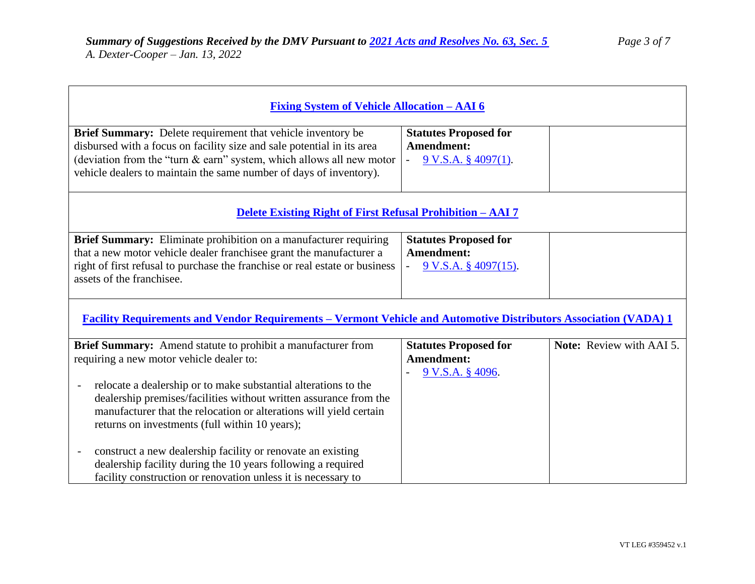| **Fixing System of Vehicle Allocation – AAI 6** | | |
|---|---|---|
| **Brief Summary:** Delete requirement that vehicle inventory be disbursed with a focus on facility size and sale potential in its area (deviation from the "turn & earn" system, which allows all new motor vehicle dealers to maintain the same number of days of inventory). | **Statutes Proposed for Amendment:**<br>- 9 V.S.A. § 4097(1). | |
| **Delete Existing Right of First Refusal Prohibition – AAI 7** | | |
| **Brief Summary:** Eliminate prohibition on a manufacturer requiring that a new motor vehicle dealer franchisee grant the manufacturer a right of first refusal to purchase the franchise or real estate or business assets of the franchisee. | **Statutes Proposed for Amendment:**<br>- 9 V.S.A. § 4097(15). | |
| **Facility Requirements and Vendor Requirements – Vermont Vehicle and Automotive Distributors Association (VADA) 1** | | |
| **Brief Summary:** Amend statute to prohibit a manufacturer from requiring a new motor vehicle dealer to:<br><br>- relocate a dealership or to make substantial alterations to the dealership premises/facilities without written assurance from the manufacturer that the relocation or alterations will yield certain returns on investments (full within 10 years);<br><br>- construct a new dealership facility or renovate an existing dealership facility during the 10 years following a required facility construction or renovation unless it is necessary to | **Statutes Proposed for Amendment:**<br>- 9 V.S.A. § 4096. | **Note:** Review with AAI 5. |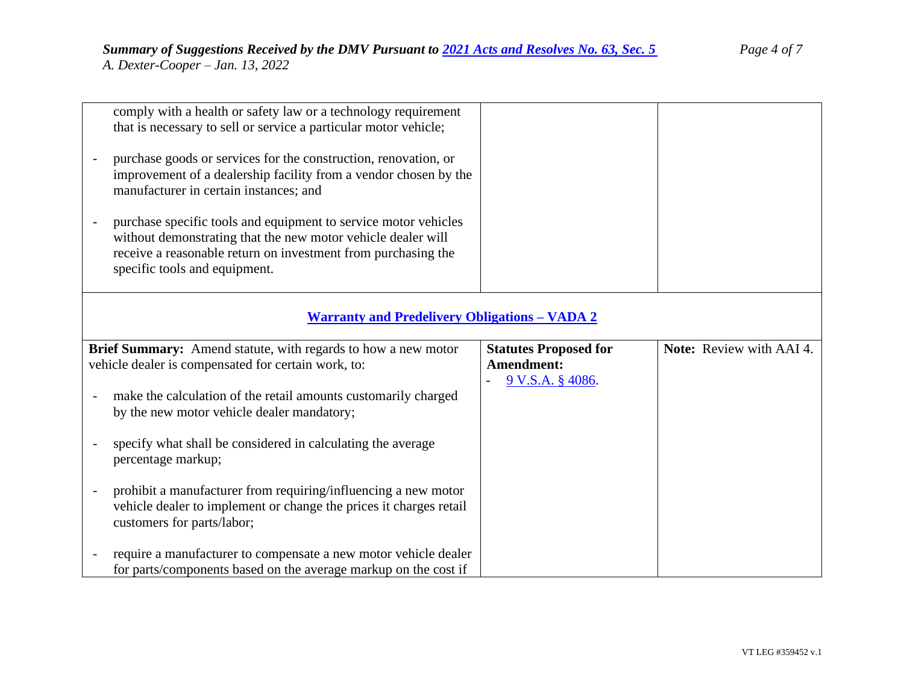| | | |
|---|---|---|
| comply with a health or safety law or a technology requirement that is necessary to sell or service a particular motor vehicle;<br><br>- purchase goods or services for the construction, renovation, or improvement of a dealership facility from a vendor chosen by the manufacturer in certain instances; and<br><br>- purchase specific tools and equipment to service motor vehicles without demonstrating that the new motor vehicle dealer will receive a reasonable return on investment from purchasing the specific tools and equipment. | | |
| **Warranty and Predelivery Obligations – VADA 2** | | |
| **Brief Summary:** Amend statute, with regards to how a new motor vehicle dealer is compensated for certain work, to:<br><br>- make the calculation of the retail amounts customarily charged by the new motor vehicle dealer mandatory;<br><br>- specify what shall be considered in calculating the average percentage markup;<br><br>- prohibit a manufacturer from requiring/influencing a new motor vehicle dealer to implement or change the prices it charges retail customers for parts/labor;<br><br>- require a manufacturer to compensate a new motor vehicle dealer for parts/components based on the average markup on the cost if | **Statutes Proposed for Amendment:**<br>- 9 V.S.A. § 4086. | **Note:** Review with AAI 4. |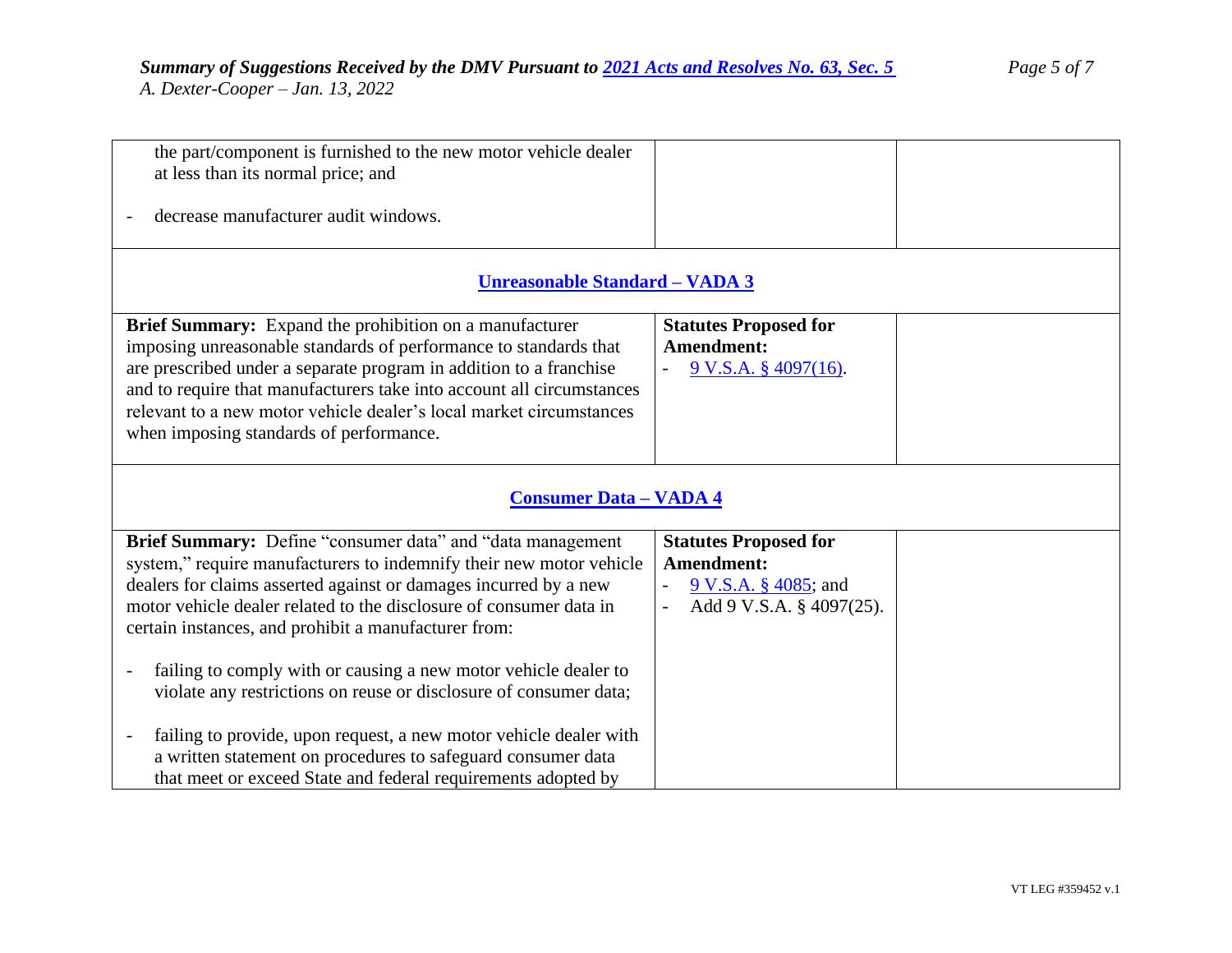| | | |
|---|---|---|
| - the part/component is furnished to the new motor vehicle dealer at less than its normal price; and<br><br>- decrease manufacturer audit windows. | | |
| **Unreasonable Standard – VADA 3** | | |
| **Brief Summary:** Expand the prohibition on a manufacturer imposing unreasonable standards of performance to standards that are prescribed under a separate program in addition to a franchise and to require that manufacturers take into account all circumstances relevant to a new motor vehicle dealer's local market circumstances when imposing standards of performance. | **Statutes Proposed for Amendment:**<br>- 9 V.S.A. § 4097(16). | |
| **Consumer Data – VADA 4** | | |
| **Brief Summary:** Define "consumer data" and "data management system," require manufacturers to indemnify their new motor vehicle dealers for claims asserted against or damages incurred by a new motor vehicle dealer related to the disclosure of consumer data in certain instances, and prohibit a manufacturer from:<br><br>- failing to comply with or causing a new motor vehicle dealer to violate any restrictions on reuse or disclosure of consumer data;<br><br>- failing to provide, upon request, a new motor vehicle dealer with a written statement on procedures to safeguard consumer data that meet or exceed State and federal requirements adopted by | **Statutes Proposed for Amendment:**<br>- 9 V.S.A. § 4085; and<br>- Add 9 V.S.A. § 4097(25). | |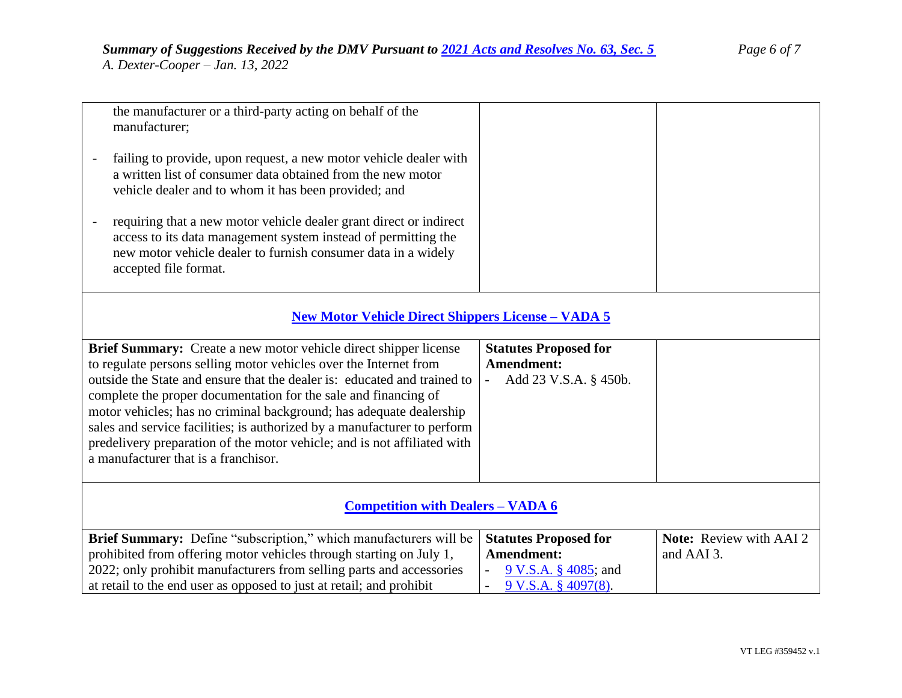| | | |
|---|---|---|
| - the manufacturer or a third-party acting on behalf of the manufacturer;<br><br>- failing to provide, upon request, a new motor vehicle dealer with a written list of consumer data obtained from the new motor vehicle dealer and to whom it has been provided; and<br><br>- requiring that a new motor vehicle dealer grant direct or indirect access to its data management system instead of permitting the new motor vehicle dealer to furnish consumer data in a widely accepted file format. | | |
| **New Motor Vehicle Direct Shippers License – VADA 5** | | |
| **Brief Summary:** Create a new motor vehicle direct shipper license to regulate persons selling motor vehicles over the Internet from outside the State and ensure that the dealer is: educated and trained to complete the proper documentation for the sale and financing of motor vehicles; has no criminal background; has adequate dealership sales and service facilities; is authorized by a manufacturer to perform predelivery preparation of the motor vehicle; and is not affiliated with a manufacturer that is a franchisor. | **Statutes Proposed for Amendment:**<br>- Add 23 V.S.A. § 450b. | |
| **Competition with Dealers – VADA 6** | | |
| **Brief Summary:** Define "subscription," which manufacturers will be prohibited from offering motor vehicles through starting on July 1, 2022; only prohibit manufacturers from selling parts and accessories at retail to the end user as opposed to just at retail; and prohibit | **Statutes Proposed for Amendment:**<br>- 9 V.S.A. § 4085; and<br>- 9 V.S.A. § 4097(8). | **Note:** Review with AAI 2 and AAI 3. |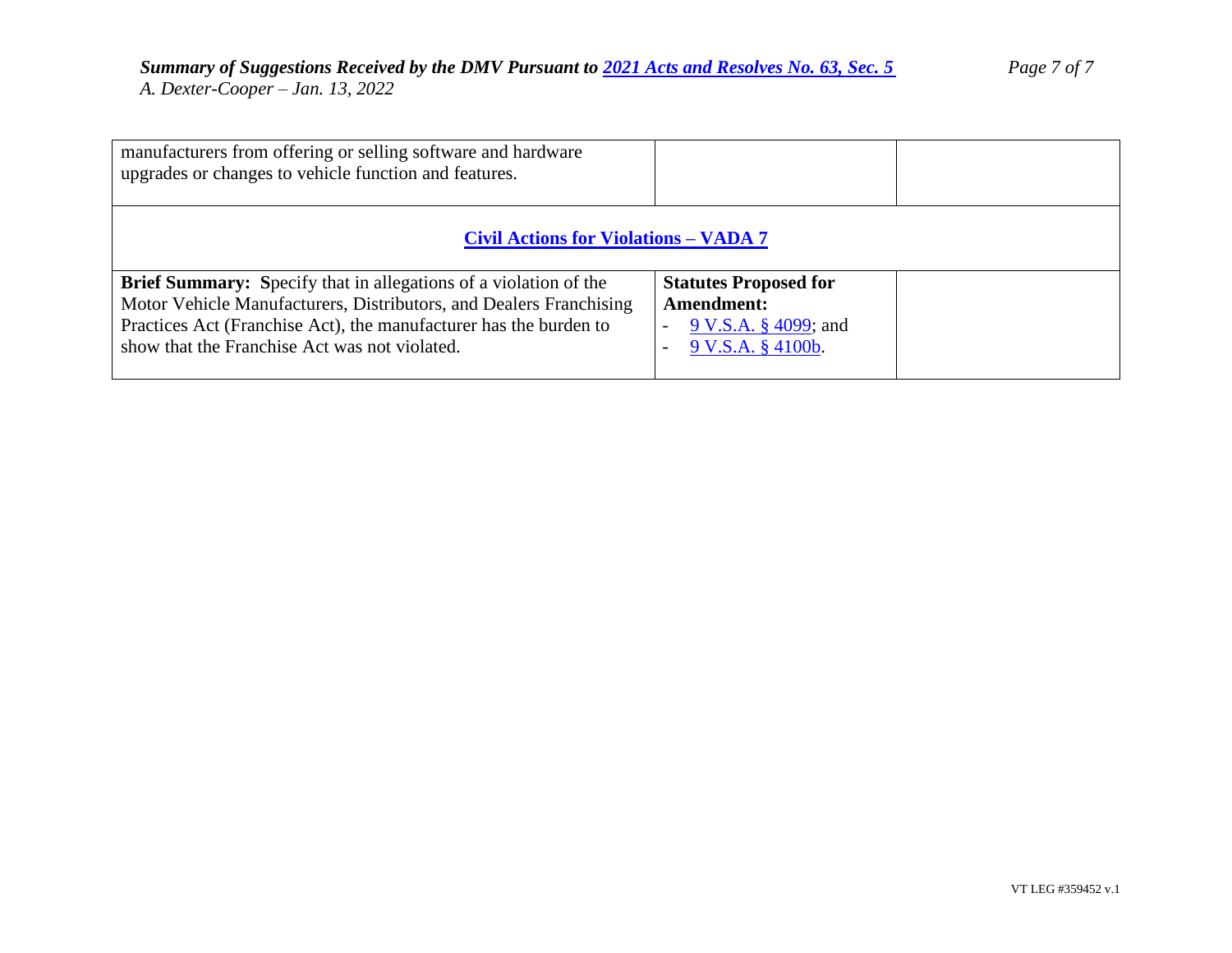| | | |
|---|---|---|
| manufacturers from offering or selling software and hardware upgrades or changes to vehicle function and features. | | |

## Civil Actions for Violations – VADA 7

| | | |
|---|---|---|
| **Brief Summary: S**pecify that in allegations of a violation of the Motor Vehicle Manufacturers, Distributors, and Dealers Franchising Practices Act (Franchise Act), the manufacturer has the burden to show that the Franchise Act was not violated. | **Statutes Proposed for Amendment:**<br>- 9 V.S.A. § 4099; and<br>- 9 V.S.A. § 4100b. | |

VT LEG #359452 v.1